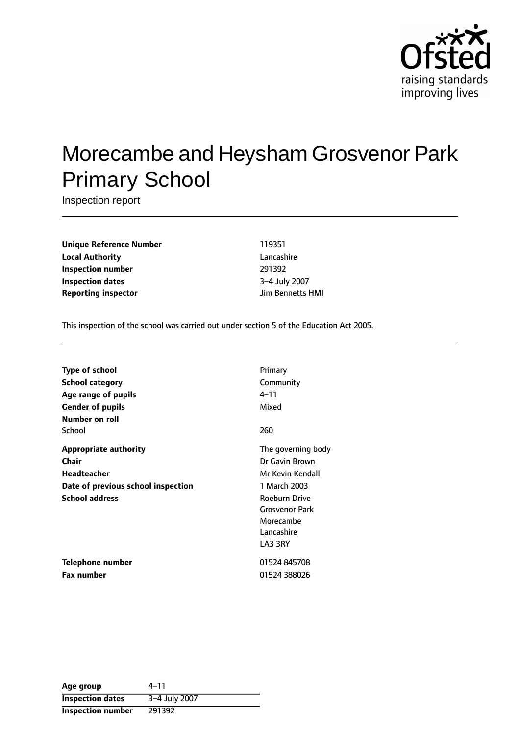# Morecambe and Heysham Grosvenor Park Primary School

Inspection report

| | |
|---|---|
| **Unique Reference Number** | 119351 |
| **Local Authority** | Lancashire |
| **Inspection number** | 291392 |
| **Inspection dates** | 3–4 July 2007 |
| **Reporting inspector** | Jim Bennetts HMI |

This inspection of the school was carried out under section 5 of the Education Act 2005.

| | |
|---|---|
| **Type of school** | Primary |
| **School category** | Community |
| **Age range of pupils** | 4–11 |
| **Gender of pupils** | Mixed |
| **Number on roll** | |
| School | 260 |
| **Appropriate authority** | The governing body |
| **Chair** | Dr Gavin Brown |
| **Headteacher** | Mr Kevin Kendall |
| **Date of previous school inspection** | 1 March 2003 |
| **School address** | Roeburn Drive<br>Grosvenor Park<br>Morecambe<br>Lancashire<br>LA3 3RY |
| **Telephone number** | 01524 845708 |
| **Fax number** | 01524 388026 |

| | |
|---|---|
| **Age group** | 4–11 |
| **Inspection dates** | 3–4 July 2007 |
| **Inspection number** | 291392 |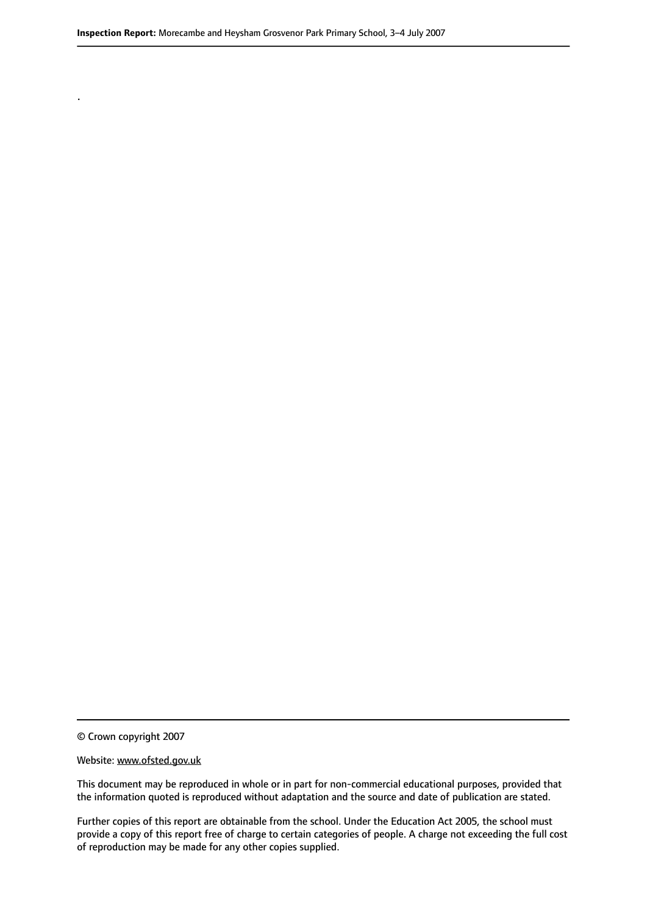.

© Crown copyright 2007

Website: www.ofsted.gov.uk

This document may be reproduced in whole or in part for non-commercial educational purposes, provided that the information quoted is reproduced without adaptation and the source and date of publication are stated.

Further copies of this report are obtainable from the school. Under the Education Act 2005, the school must provide a copy of this report free of charge to certain categories of people. A charge not exceeding the full cost of reproduction may be made for any other copies supplied.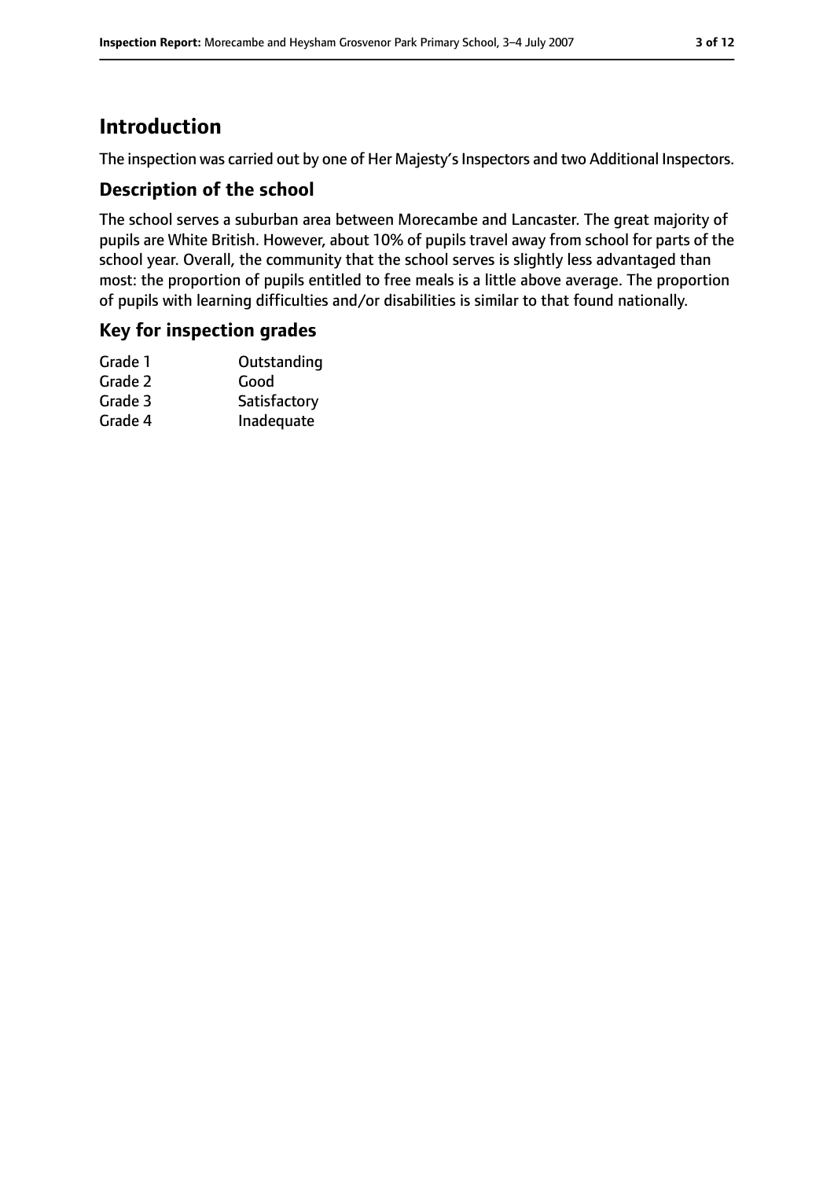# Introduction

The inspection was carried out by one of Her Majesty's Inspectors and two Additional Inspectors.

## Description of the school

The school serves a suburban area between Morecambe and Lancaster. The great majority of pupils are White British. However, about 10% of pupils travel away from school for parts of the school year. Overall, the community that the school serves is slightly less advantaged than most: the proportion of pupils entitled to free meals is a little above average. The proportion of pupils with learning difficulties and/or disabilities is similar to that found nationally.

## Key for inspection grades

| | |
|---|---|
| Grade 1 | Outstanding |
| Grade 2 | Good |
| Grade 3 | Satisfactory |
| Grade 4 | Inadequate |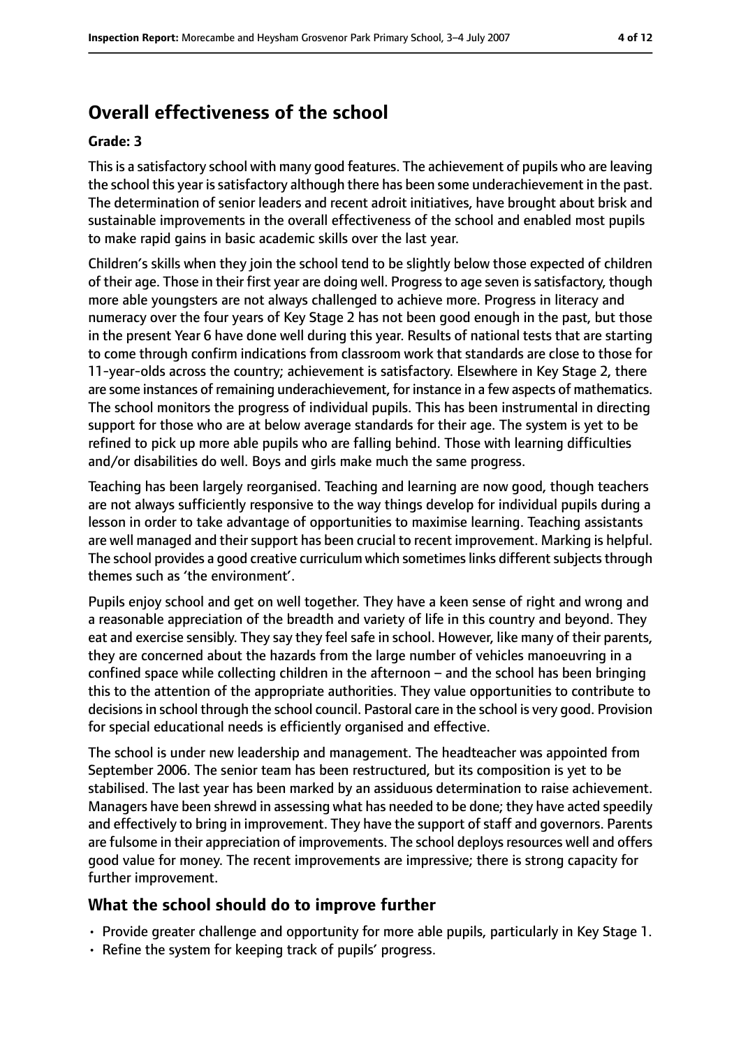## Overall effectiveness of the school

### Grade: 3

This is a satisfactory school with many good features. The achievement of pupils who are leaving the school this year is satisfactory although there has been some underachievement in the past. The determination of senior leaders and recent adroit initiatives, have brought about brisk and sustainable improvements in the overall effectiveness of the school and enabled most pupils to make rapid gains in basic academic skills over the last year.

Children's skills when they join the school tend to be slightly below those expected of children of their age. Those in their first year are doing well. Progress to age seven is satisfactory, though more able youngsters are not always challenged to achieve more. Progress in literacy and numeracy over the four years of Key Stage 2 has not been good enough in the past, but those in the present Year 6 have done well during this year. Results of national tests that are starting to come through confirm indications from classroom work that standards are close to those for 11-year-olds across the country; achievement is satisfactory. Elsewhere in Key Stage 2, there are some instances of remaining underachievement, for instance in a few aspects of mathematics. The school monitors the progress of individual pupils. This has been instrumental in directing support for those who are at below average standards for their age. The system is yet to be refined to pick up more able pupils who are falling behind. Those with learning difficulties and/or disabilities do well. Boys and girls make much the same progress.

Teaching has been largely reorganised. Teaching and learning are now good, though teachers are not always sufficiently responsive to the way things develop for individual pupils during a lesson in order to take advantage of opportunities to maximise learning. Teaching assistants are well managed and their support has been crucial to recent improvement. Marking is helpful. The school provides a good creative curriculum which sometimes links different subjects through themes such as 'the environment'.

Pupils enjoy school and get on well together. They have a keen sense of right and wrong and a reasonable appreciation of the breadth and variety of life in this country and beyond. They eat and exercise sensibly. They say they feel safe in school. However, like many of their parents, they are concerned about the hazards from the large number of vehicles manoeuvring in a confined space while collecting children in the afternoon – and the school has been bringing this to the attention of the appropriate authorities. They value opportunities to contribute to decisions in school through the school council. Pastoral care in the school is very good. Provision for special educational needs is efficiently organised and effective.

The school is under new leadership and management. The headteacher was appointed from September 2006. The senior team has been restructured, but its composition is yet to be stabilised. The last year has been marked by an assiduous determination to raise achievement. Managers have been shrewd in assessing what has needed to be done; they have acted speedily and effectively to bring in improvement. They have the support of staff and governors. Parents are fulsome in their appreciation of improvements. The school deploys resources well and offers good value for money. The recent improvements are impressive; there is strong capacity for further improvement.

## What the school should do to improve further

- Provide greater challenge and opportunity for more able pupils, particularly in Key Stage 1.
- Refine the system for keeping track of pupils' progress.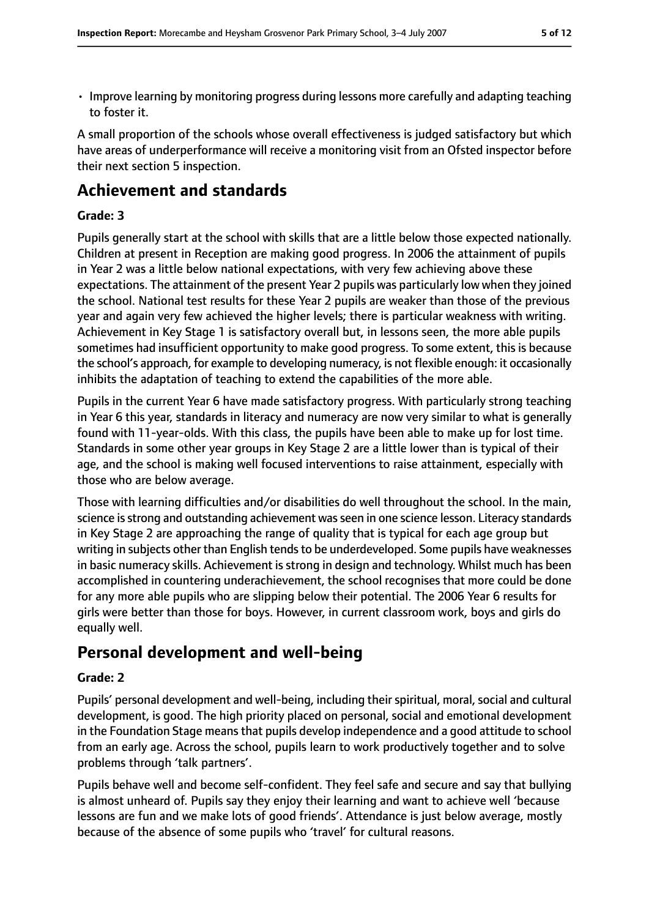- Improve learning by monitoring progress during lessons more carefully and adapting teaching to foster it.

A small proportion of the schools whose overall effectiveness is judged satisfactory but which have areas of underperformance will receive a monitoring visit from an Ofsted inspector before their next section 5 inspection.

## Achievement and standards

**Grade: 3**

Pupils generally start at the school with skills that are a little below those expected nationally. Children at present in Reception are making good progress. In 2006 the attainment of pupils in Year 2 was a little below national expectations, with very few achieving above these expectations. The attainment of the present Year 2 pupils was particularly low when they joined the school. National test results for these Year 2 pupils are weaker than those of the previous year and again very few achieved the higher levels; there is particular weakness with writing. Achievement in Key Stage 1 is satisfactory overall but, in lessons seen, the more able pupils sometimes had insufficient opportunity to make good progress. To some extent, this is because the school's approach, for example to developing numeracy, is not flexible enough: it occasionally inhibits the adaptation of teaching to extend the capabilities of the more able.

Pupils in the current Year 6 have made satisfactory progress. With particularly strong teaching in Year 6 this year, standards in literacy and numeracy are now very similar to what is generally found with 11-year-olds. With this class, the pupils have been able to make up for lost time. Standards in some other year groups in Key Stage 2 are a little lower than is typical of their age, and the school is making well focused interventions to raise attainment, especially with those who are below average.

Those with learning difficulties and/or disabilities do well throughout the school. In the main, science is strong and outstanding achievement was seen in one science lesson. Literacy standards in Key Stage 2 are approaching the range of quality that is typical for each age group but writing in subjects other than English tends to be underdeveloped. Some pupils have weaknesses in basic numeracy skills. Achievement is strong in design and technology. Whilst much has been accomplished in countering underachievement, the school recognises that more could be done for any more able pupils who are slipping below their potential. The 2006 Year 6 results for girls were better than those for boys. However, in current classroom work, boys and girls do equally well.

## Personal development and well-being

**Grade: 2**

Pupils' personal development and well-being, including their spiritual, moral, social and cultural development, is good. The high priority placed on personal, social and emotional development in the Foundation Stage means that pupils develop independence and a good attitude to school from an early age. Across the school, pupils learn to work productively together and to solve problems through 'talk partners'.

Pupils behave well and become self-confident. They feel safe and secure and say that bullying is almost unheard of. Pupils say they enjoy their learning and want to achieve well 'because lessons are fun and we make lots of good friends'. Attendance is just below average, mostly because of the absence of some pupils who 'travel' for cultural reasons.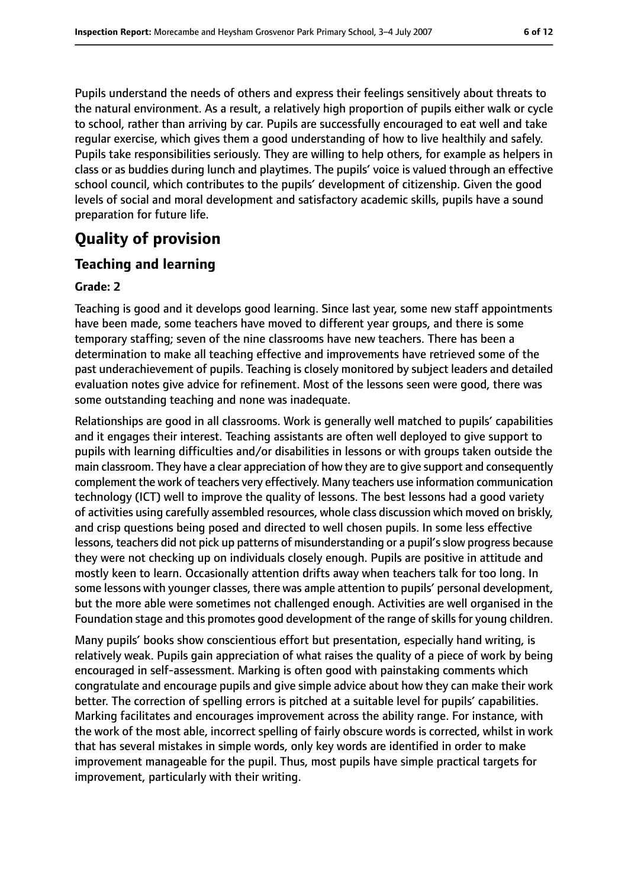Pupils understand the needs of others and express their feelings sensitively about threats to the natural environment. As a result, a relatively high proportion of pupils either walk or cycle to school, rather than arriving by car. Pupils are successfully encouraged to eat well and take regular exercise, which gives them a good understanding of how to live healthily and safely. Pupils take responsibilities seriously. They are willing to help others, for example as helpers in class or as buddies during lunch and playtimes. The pupils' voice is valued through an effective school council, which contributes to the pupils' development of citizenship. Given the good levels of social and moral development and satisfactory academic skills, pupils have a sound preparation for future life.

# Quality of provision

## Teaching and learning

**Grade: 2**

Teaching is good and it develops good learning. Since last year, some new staff appointments have been made, some teachers have moved to different year groups, and there is some temporary staffing; seven of the nine classrooms have new teachers. There has been a determination to make all teaching effective and improvements have retrieved some of the past underachievement of pupils. Teaching is closely monitored by subject leaders and detailed evaluation notes give advice for refinement. Most of the lessons seen were good, there was some outstanding teaching and none was inadequate.

Relationships are good in all classrooms. Work is generally well matched to pupils' capabilities and it engages their interest. Teaching assistants are often well deployed to give support to pupils with learning difficulties and/or disabilities in lessons or with groups taken outside the main classroom. They have a clear appreciation of how they are to give support and consequently complement the work of teachers very effectively. Many teachers use information communication technology (ICT) well to improve the quality of lessons. The best lessons had a good variety of activities using carefully assembled resources, whole class discussion which moved on briskly, and crisp questions being posed and directed to well chosen pupils. In some less effective lessons, teachers did not pick up patterns of misunderstanding or a pupil's slow progress because they were not checking up on individuals closely enough. Pupils are positive in attitude and mostly keen to learn. Occasionally attention drifts away when teachers talk for too long. In some lessons with younger classes, there was ample attention to pupils' personal development, but the more able were sometimes not challenged enough. Activities are well organised in the Foundation stage and this promotes good development of the range of skills for young children.

Many pupils' books show conscientious effort but presentation, especially hand writing, is relatively weak. Pupils gain appreciation of what raises the quality of a piece of work by being encouraged in self-assessment. Marking is often good with painstaking comments which congratulate and encourage pupils and give simple advice about how they can make their work better. The correction of spelling errors is pitched at a suitable level for pupils' capabilities. Marking facilitates and encourages improvement across the ability range. For instance, with the work of the most able, incorrect spelling of fairly obscure words is corrected, whilst in work that has several mistakes in simple words, only key words are identified in order to make improvement manageable for the pupil. Thus, most pupils have simple practical targets for improvement, particularly with their writing.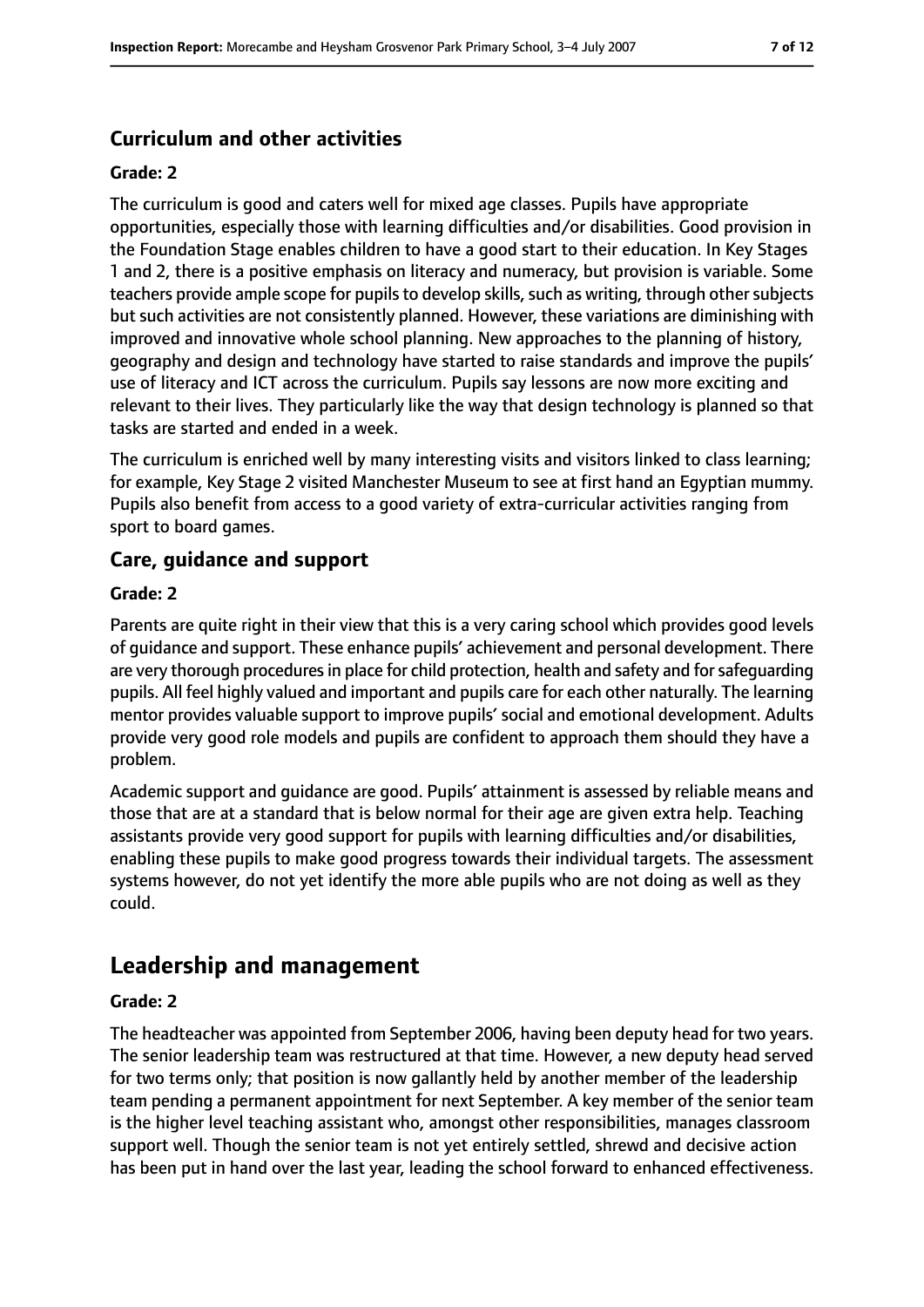### Curriculum and other activities

#### Grade: 2

The curriculum is good and caters well for mixed age classes. Pupils have appropriate opportunities, especially those with learning difficulties and/or disabilities. Good provision in the Foundation Stage enables children to have a good start to their education. In Key Stages 1 and 2, there is a positive emphasis on literacy and numeracy, but provision is variable. Some teachers provide ample scope for pupils to develop skills, such as writing, through other subjects but such activities are not consistently planned. However, these variations are diminishing with improved and innovative whole school planning. New approaches to the planning of history, geography and design and technology have started to raise standards and improve the pupils' use of literacy and ICT across the curriculum. Pupils say lessons are now more exciting and relevant to their lives. They particularly like the way that design technology is planned so that tasks are started and ended in a week.

The curriculum is enriched well by many interesting visits and visitors linked to class learning; for example, Key Stage 2 visited Manchester Museum to see at first hand an Egyptian mummy. Pupils also benefit from access to a good variety of extra-curricular activities ranging from sport to board games.

### Care, guidance and support

#### Grade: 2

Parents are quite right in their view that this is a very caring school which provides good levels of guidance and support. These enhance pupils' achievement and personal development. There are very thorough procedures in place for child protection, health and safety and for safeguarding pupils. All feel highly valued and important and pupils care for each other naturally. The learning mentor provides valuable support to improve pupils' social and emotional development. Adults provide very good role models and pupils are confident to approach them should they have a problem.

Academic support and guidance are good. Pupils' attainment is assessed by reliable means and those that are at a standard that is below normal for their age are given extra help. Teaching assistants provide very good support for pupils with learning difficulties and/or disabilities, enabling these pupils to make good progress towards their individual targets. The assessment systems however, do not yet identify the more able pupils who are not doing as well as they could.

## Leadership and management

#### Grade: 2

The headteacher was appointed from September 2006, having been deputy head for two years. The senior leadership team was restructured at that time. However, a new deputy head served for two terms only; that position is now gallantly held by another member of the leadership team pending a permanent appointment for next September. A key member of the senior team is the higher level teaching assistant who, amongst other responsibilities, manages classroom support well. Though the senior team is not yet entirely settled, shrewd and decisive action has been put in hand over the last year, leading the school forward to enhanced effectiveness.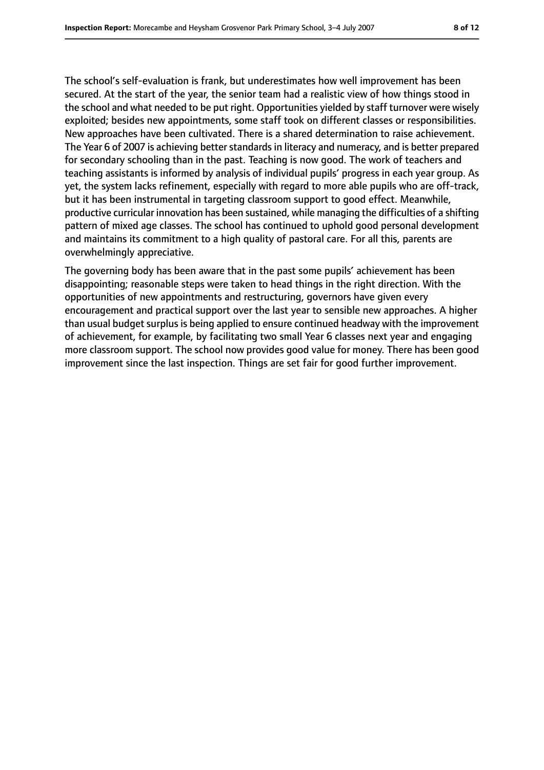The school's self-evaluation is frank, but underestimates how well improvement has been secured. At the start of the year, the senior team had a realistic view of how things stood in the school and what needed to be put right. Opportunities yielded by staff turnover were wisely exploited; besides new appointments, some staff took on different classes or responsibilities. New approaches have been cultivated. There is a shared determination to raise achievement. The Year 6 of 2007 is achieving better standards in literacy and numeracy, and is better prepared for secondary schooling than in the past. Teaching is now good. The work of teachers and teaching assistants is informed by analysis of individual pupils' progress in each year group. As yet, the system lacks refinement, especially with regard to more able pupils who are off-track, but it has been instrumental in targeting classroom support to good effect. Meanwhile, productive curricular innovation has been sustained, while managing the difficulties of a shifting pattern of mixed age classes. The school has continued to uphold good personal development and maintains its commitment to a high quality of pastoral care. For all this, parents are overwhelmingly appreciative.

The governing body has been aware that in the past some pupils' achievement has been disappointing; reasonable steps were taken to head things in the right direction. With the opportunities of new appointments and restructuring, governors have given every encouragement and practical support over the last year to sensible new approaches. A higher than usual budget surplus is being applied to ensure continued headway with the improvement of achievement, for example, by facilitating two small Year 6 classes next year and engaging more classroom support. The school now provides good value for money. There has been good improvement since the last inspection. Things are set fair for good further improvement.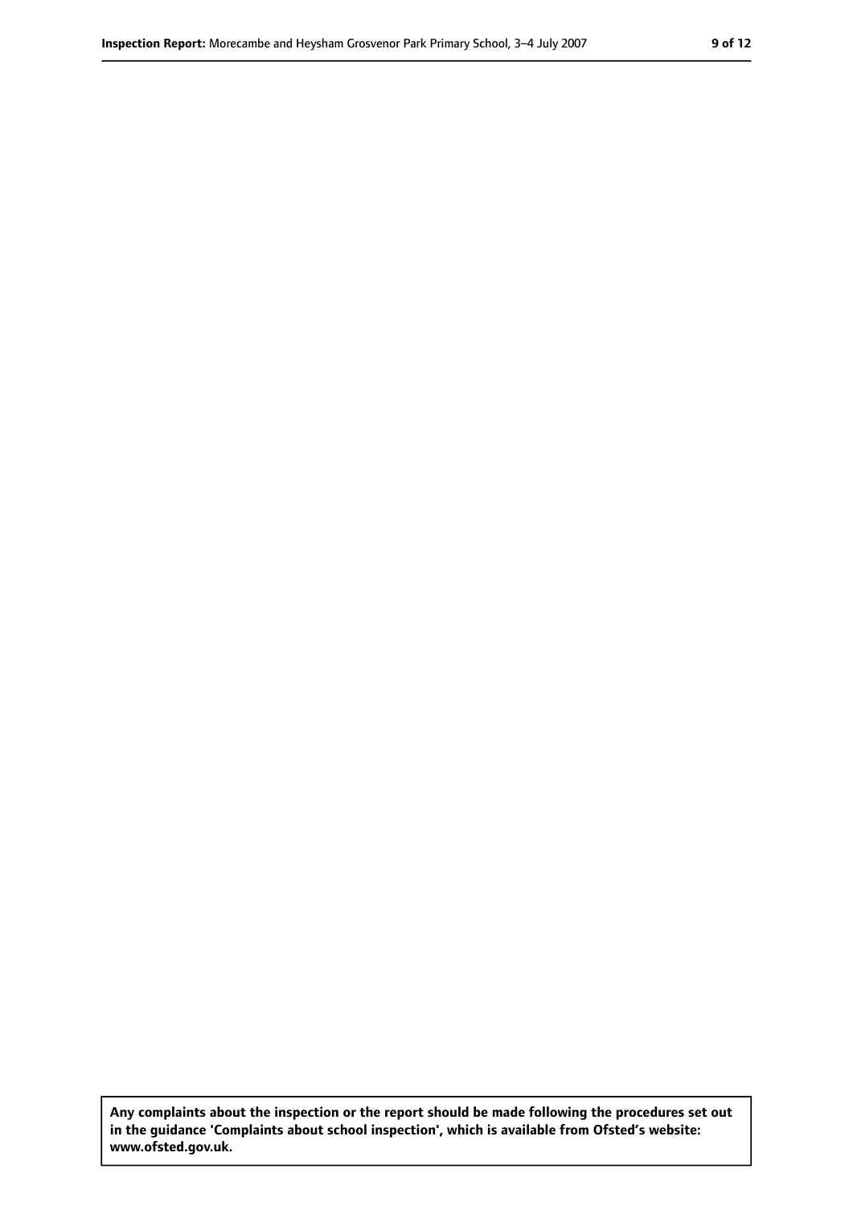**Any complaints about the inspection or the report should be made following the procedures set out in the guidance 'Complaints about school inspection', which is available from Ofsted's website: www.ofsted.gov.uk.**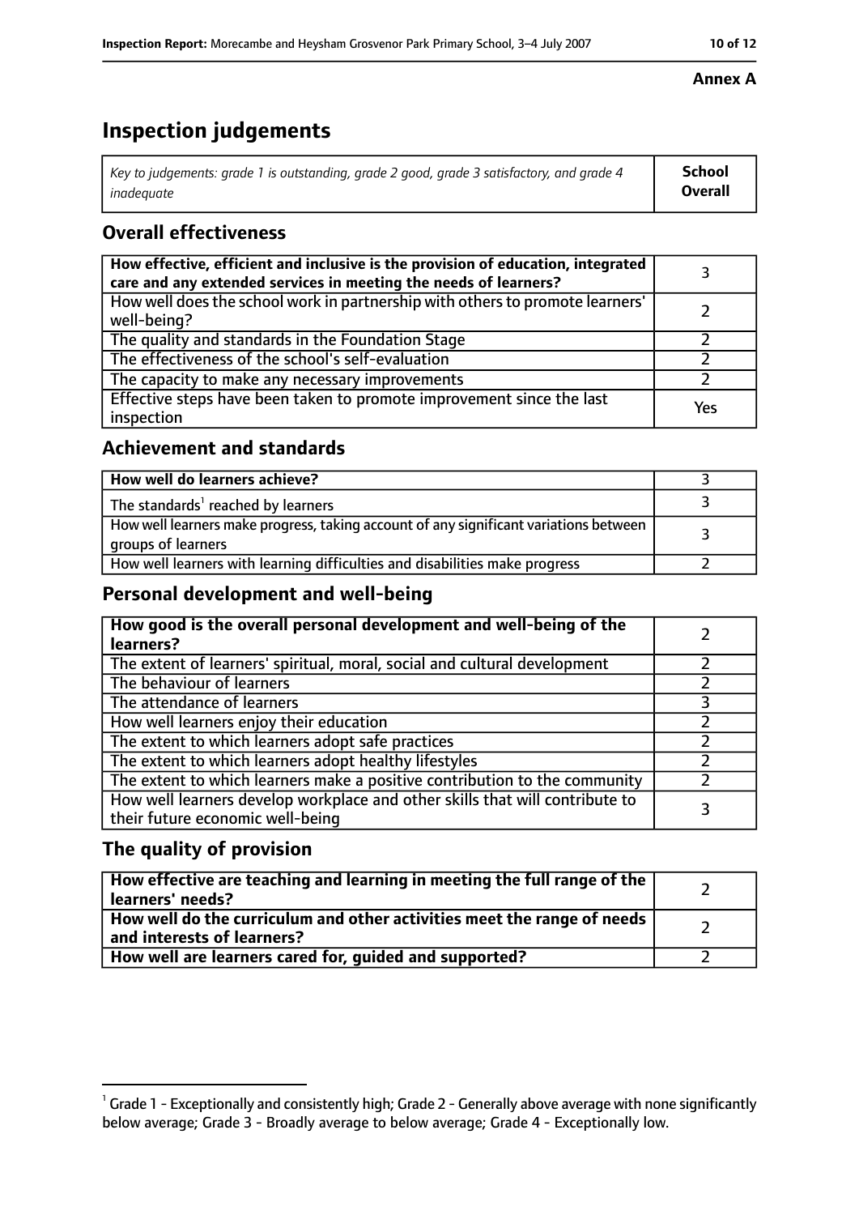**Annex A**

# Inspection judgements

| *Key to judgements: grade 1 is outstanding, grade 2 good, grade 3 satisfactory, and grade 4 inadequate* | **School Overall** |
|---|---|

## Overall effectiveness

| | |
|---|---|
| **How effective, efficient and inclusive is the provision of education, integrated care and any extended services in meeting the needs of learners?** | 3 |
| How well does the school work in partnership with others to promote learners' well-being? | 2 |
| The quality and standards in the Foundation Stage | 2 |
| The effectiveness of the school's self-evaluation | 2 |
| The capacity to make any necessary improvements | 2 |
| Effective steps have been taken to promote improvement since the last inspection | Yes |

## Achievement and standards

| | |
|---|---|
| **How well do learners achieve?** | 3 |
| The standards[1] reached by learners | 3 |
| How well learners make progress, taking account of any significant variations between groups of learners | 3 |
| How well learners with learning difficulties and disabilities make progress | 2 |

## Personal development and well-being

| | |
|---|---|
| **How good is the overall personal development and well-being of the learners?** | 2 |
| The extent of learners' spiritual, moral, social and cultural development | 2 |
| The behaviour of learners | 2 |
| The attendance of learners | 3 |
| How well learners enjoy their education | 2 |
| The extent to which learners adopt safe practices | 2 |
| The extent to which learners adopt healthy lifestyles | 2 |
| The extent to which learners make a positive contribution to the community | 2 |
| How well learners develop workplace and other skills that will contribute to their future economic well-being | 3 |

## The quality of provision

| | |
|---|---|
| **How effective are teaching and learning in meeting the full range of the learners' needs?** | 2 |
| **How well do the curriculum and other activities meet the range of needs and interests of learners?** | 2 |
| **How well are learners cared for, guided and supported?** | 2 |

[1] Grade 1 - Exceptionally and consistently high; Grade 2 - Generally above average with none significantly below average; Grade 3 - Broadly average to below average; Grade 4 - Exceptionally low.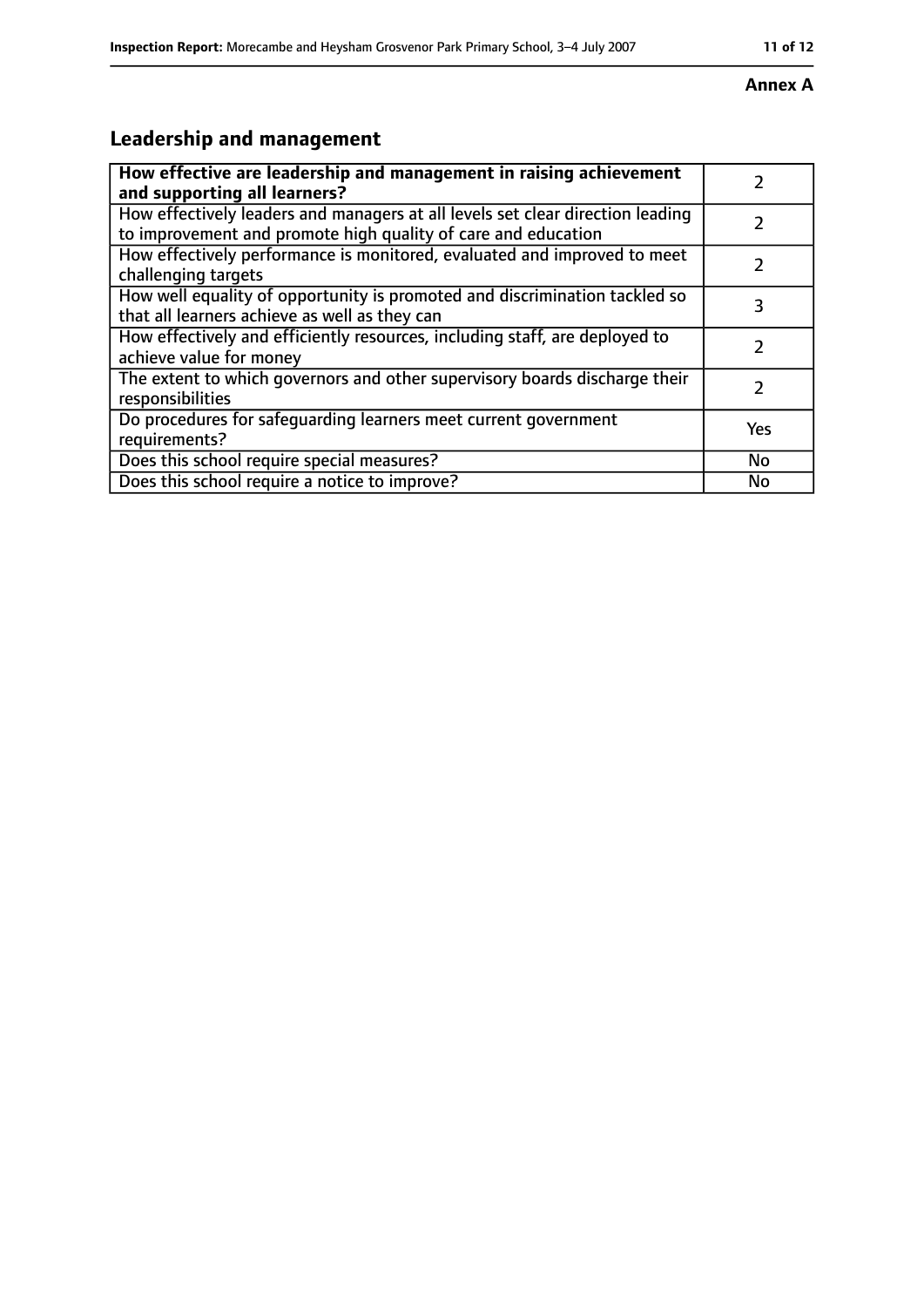**Annex A**

## Leadership and management

| | |
|---|---|
| **How effective are leadership and management in raising achievement and supporting all learners?** | 2 |
| How effectively leaders and managers at all levels set clear direction leading to improvement and promote high quality of care and education | 2 |
| How effectively performance is monitored, evaluated and improved to meet challenging targets | 2 |
| How well equality of opportunity is promoted and discrimination tackled so that all learners achieve as well as they can | 3 |
| How effectively and efficiently resources, including staff, are deployed to achieve value for money | 2 |
| The extent to which governors and other supervisory boards discharge their responsibilities | 2 |
| Do procedures for safeguarding learners meet current government requirements? | Yes |
| Does this school require special measures? | No |
| Does this school require a notice to improve? | No |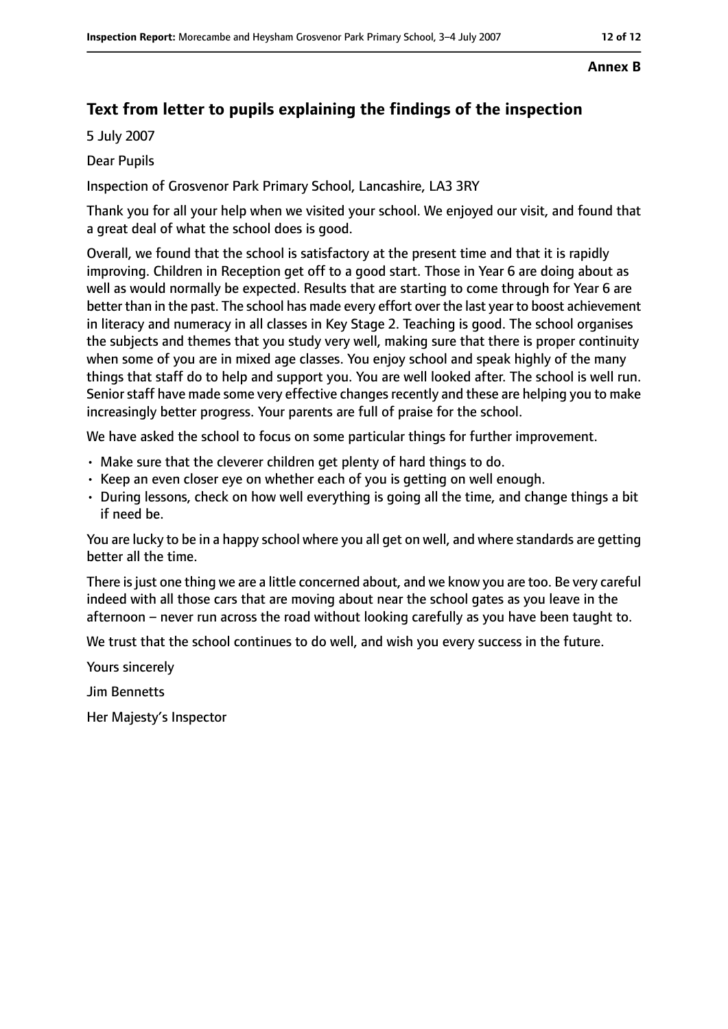**Annex B**

## Text from letter to pupils explaining the findings of the inspection

5 July 2007

Dear Pupils

Inspection of Grosvenor Park Primary School, Lancashire, LA3 3RY

Thank you for all your help when we visited your school. We enjoyed our visit, and found that a great deal of what the school does is good.

Overall, we found that the school is satisfactory at the present time and that it is rapidly improving. Children in Reception get off to a good start. Those in Year 6 are doing about as well as would normally be expected. Results that are starting to come through for Year 6 are better than in the past. The school has made every effort over the last year to boost achievement in literacy and numeracy in all classes in Key Stage 2. Teaching is good. The school organises the subjects and themes that you study very well, making sure that there is proper continuity when some of you are in mixed age classes. You enjoy school and speak highly of the many things that staff do to help and support you. You are well looked after. The school is well run. Senior staff have made some very effective changes recently and these are helping you to make increasingly better progress. Your parents are full of praise for the school.

We have asked the school to focus on some particular things for further improvement.

- Make sure that the cleverer children get plenty of hard things to do.
- Keep an even closer eye on whether each of you is getting on well enough.
- During lessons, check on how well everything is going all the time, and change things a bit if need be.

You are lucky to be in a happy school where you all get on well, and where standards are getting better all the time.

There is just one thing we are a little concerned about, and we know you are too. Be very careful indeed with all those cars that are moving about near the school gates as you leave in the afternoon – never run across the road without looking carefully as you have been taught to.

We trust that the school continues to do well, and wish you every success in the future.

Yours sincerely

Jim Bennetts

Her Majesty's Inspector